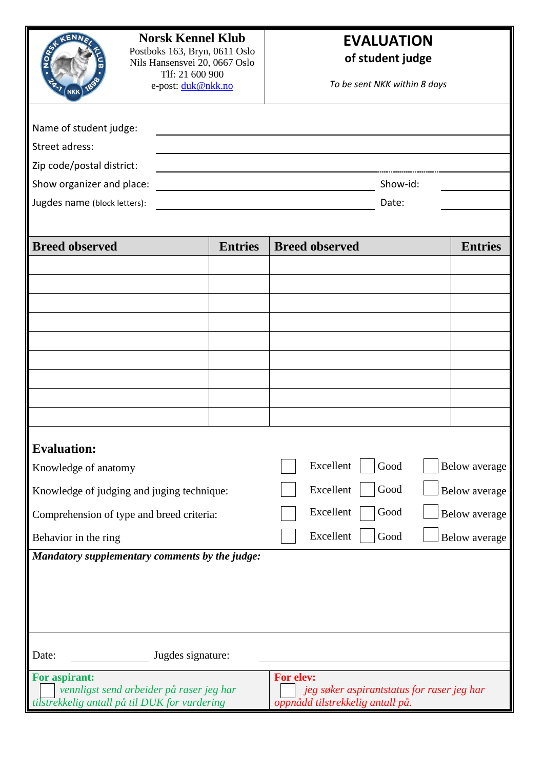**Norsk Kennel Klub**
Postboks 163, Bryn, 0611 Oslo
Nils Hansensvei 20, 0667 Oslo
Tlf: 21 600 900
e-post: duk@nkk.no

# EVALUATION
## of student judge

*To be sent NKK within 8 days*

Name of student judge: ______________________________

Street adress: ______________________________

Zip code/postal district: ______________________________

Show organizer and place: ______________________ Show-id: __________

Jugdes name (block letters): ______________________ Date: __________

| Breed observed | Entries | Breed observed | Entries |
|---|---|---|---|
| | | | |
| | | | |
| | | | |
| | | | |
| | | | |
| | | | |
| | | | |
| | | | |
| | | | |

**Evaluation:**

| | | | |
|---|---|---|---|
| Knowledge of anatomy | ☐ Excellent | ☐ Good | ☐ Below average |
| Knowledge of judging and juging technique: | ☐ Excellent | ☐ Good | ☐ Below average |
| Comprehension of type and breed criteria: | ☐ Excellent | ☐ Good | ☐ Below average |
| Behavior in the ring | ☐ Excellent | ☐ Good | ☐ Below average |

***Mandatory supplementary comments by the judge:***

Date: ______________ Jugdes signature: ______________________________

**For aspirant:**
☐ *vennligst send arbeider på raser jeg har tilstrekkelig antall på til DUK for vurdering*

**For elev:**
☐ *jeg søker aspirantstatus for raser jeg har oppnådd tilstrekkelig antall på.*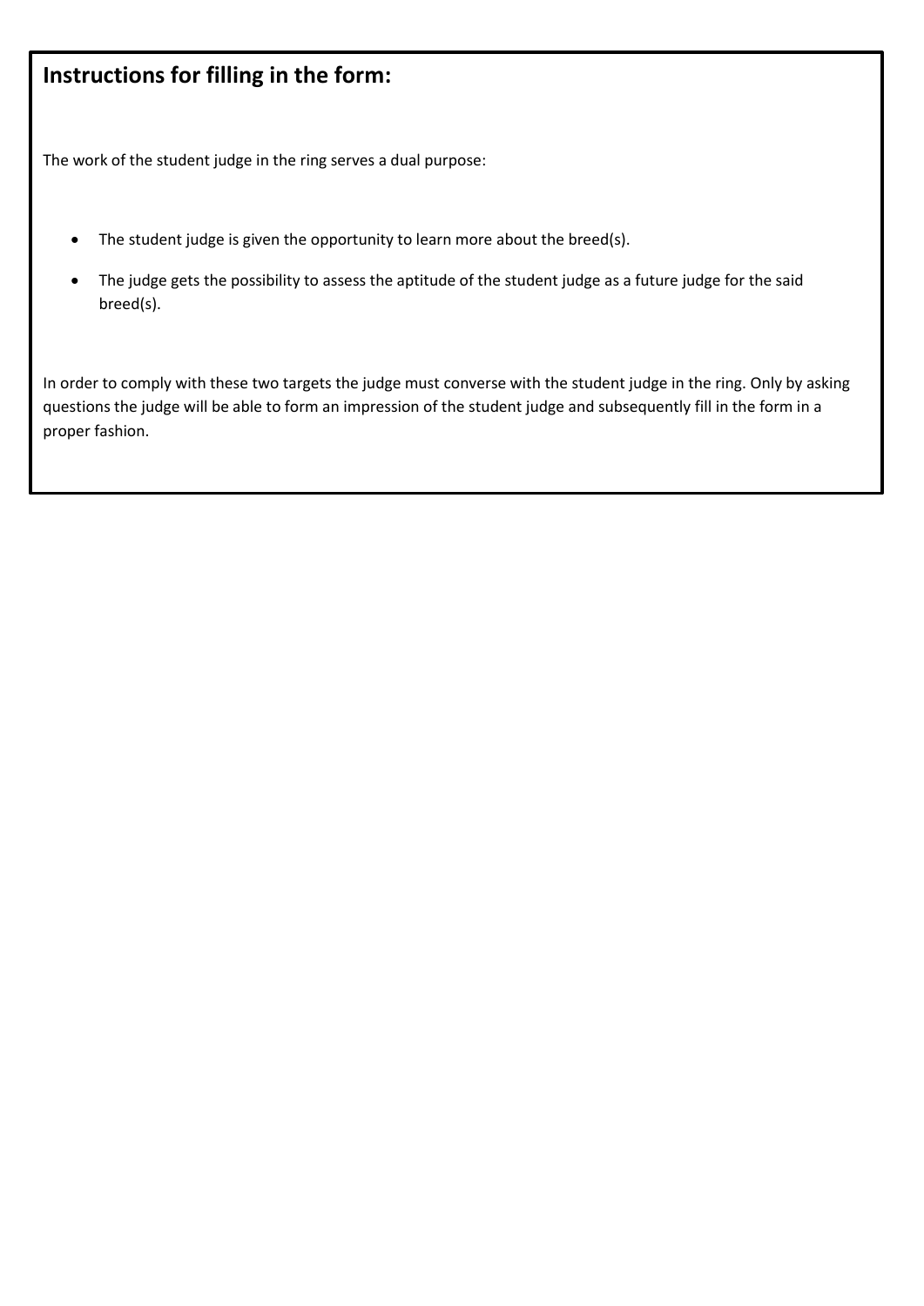## Instructions for filling in the form:

The work of the student judge in the ring serves a dual purpose:

- The student judge is given the opportunity to learn more about the breed(s).
- The judge gets the possibility to assess the aptitude of the student judge as a future judge for the said breed(s).

In order to comply with these two targets the judge must converse with the student judge in the ring. Only by asking questions the judge will be able to form an impression of the student judge and subsequently fill in the form in a proper fashion.